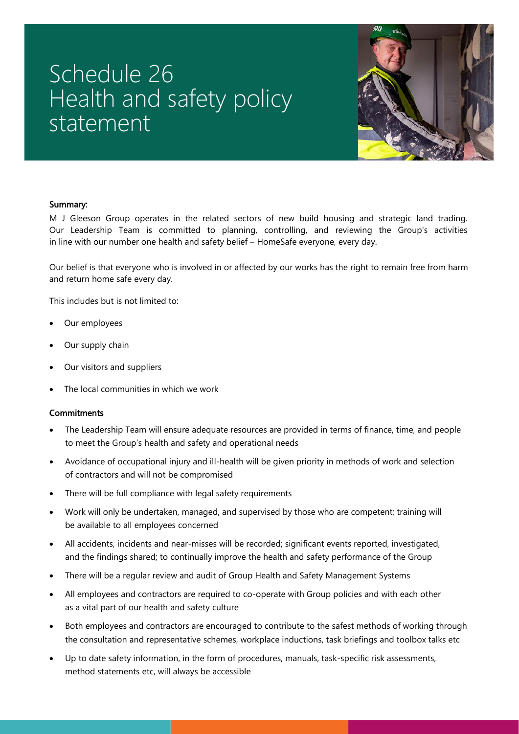# Schedule 26 Health and safety policy statement

**Summary:**

M J Gleeson Group operates in the related sectors of new build housing and strategic land trading. Our Leadership Team is committed to planning, controlling, and reviewing the Group's activities in line with our number one health and safety belief – HomeSafe everyone, every day.

Our belief is that everyone who is involved in or affected by our works has the right to remain free from harm and return home safe every day.

This includes but is not limited to:

- Our employees
- Our supply chain
- Our visitors and suppliers
- The local communities in which we work

**Commitments**

- The Leadership Team will ensure adequate resources are provided in terms of finance, time, and people to meet the Group's health and safety and operational needs
- Avoidance of occupational injury and ill-health will be given priority in methods of work and selection of contractors and will not be compromised
- There will be full compliance with legal safety requirements
- Work will only be undertaken, managed, and supervised by those who are competent; training will be available to all employees concerned
- All accidents, incidents and near-misses will be recorded; significant events reported, investigated, and the findings shared; to continually improve the health and safety performance of the Group
- There will be a regular review and audit of Group Health and Safety Management Systems
- All employees and contractors are required to co-operate with Group policies and with each other as a vital part of our health and safety culture
- Both employees and contractors are encouraged to contribute to the safest methods of working through the consultation and representative schemes, workplace inductions, task briefings and toolbox talks etc
- Up to date safety information, in the form of procedures, manuals, task-specific risk assessments, method statements etc, will always be accessible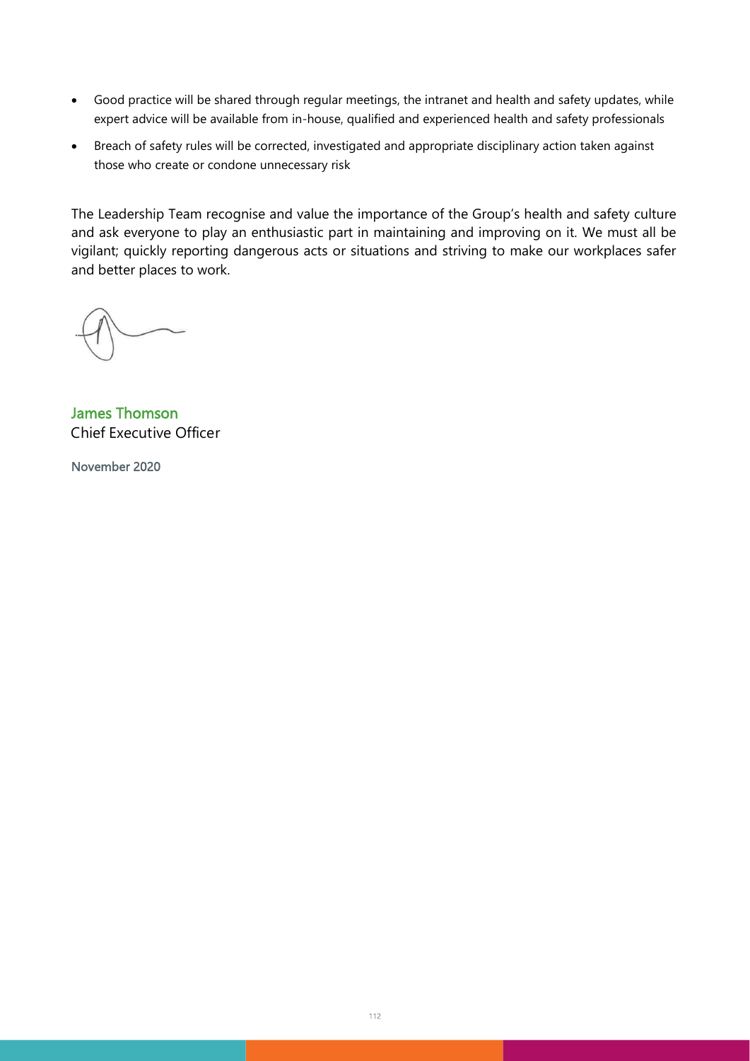- Good practice will be shared through regular meetings, the intranet and health and safety updates, while expert advice will be available from in-house, qualified and experienced health and safety professionals
- Breach of safety rules will be corrected, investigated and appropriate disciplinary action taken against those who create or condone unnecessary risk

The Leadership Team recognise and value the importance of the Group's health and safety culture and ask everyone to play an enthusiastic part in maintaining and improving on it. We must all be vigilant; quickly reporting dangerous acts or situations and striving to make our workplaces safer and better places to work.

**James Thomson**
Chief Executive Officer

November 2020